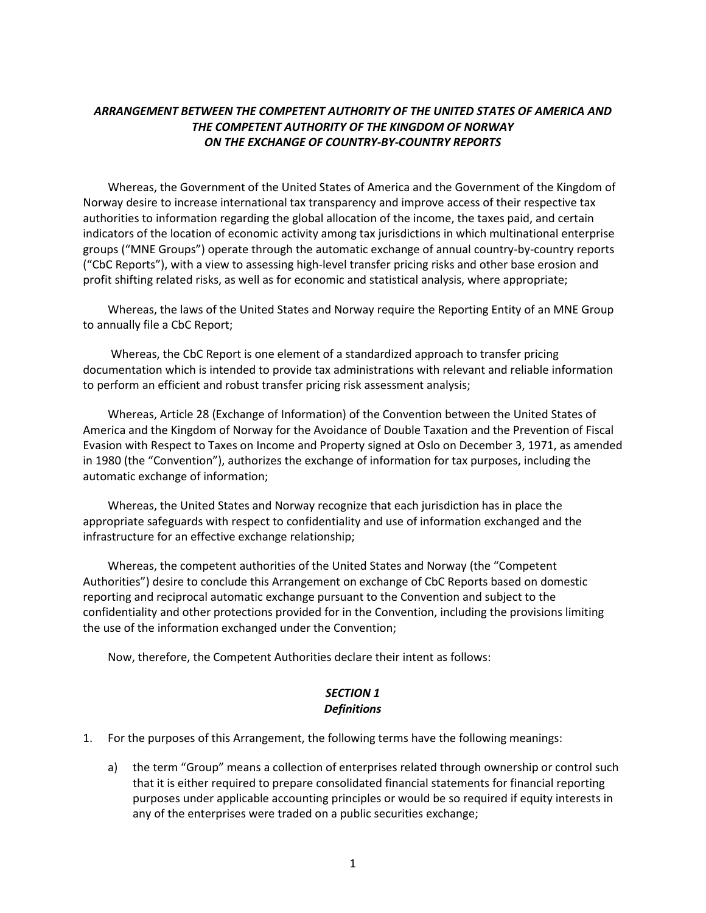***ARRANGEMENT BETWEEN THE COMPETENT AUTHORITY OF THE UNITED STATES OF AMERICA AND THE COMPETENT AUTHORITY OF THE KINGDOM OF NORWAY ON THE EXCHANGE OF COUNTRY-BY-COUNTRY REPORTS***

Whereas, the Government of the United States of America and the Government of the Kingdom of Norway desire to increase international tax transparency and improve access of their respective tax authorities to information regarding the global allocation of the income, the taxes paid, and certain indicators of the location of economic activity among tax jurisdictions in which multinational enterprise groups ("MNE Groups") operate through the automatic exchange of annual country-by-country reports ("CbC Reports"), with a view to assessing high-level transfer pricing risks and other base erosion and profit shifting related risks, as well as for economic and statistical analysis, where appropriate;

Whereas, the laws of the United States and Norway require the Reporting Entity of an MNE Group to annually file a CbC Report;

Whereas, the CbC Report is one element of a standardized approach to transfer pricing documentation which is intended to provide tax administrations with relevant and reliable information to perform an efficient and robust transfer pricing risk assessment analysis;

Whereas, Article 28 (Exchange of Information) of the Convention between the United States of America and the Kingdom of Norway for the Avoidance of Double Taxation and the Prevention of Fiscal Evasion with Respect to Taxes on Income and Property signed at Oslo on December 3, 1971, as amended in 1980 (the "Convention"), authorizes the exchange of information for tax purposes, including the automatic exchange of information;

Whereas, the United States and Norway recognize that each jurisdiction has in place the appropriate safeguards with respect to confidentiality and use of information exchanged and the infrastructure for an effective exchange relationship;

Whereas, the competent authorities of the United States and Norway (the "Competent Authorities") desire to conclude this Arrangement on exchange of CbC Reports based on domestic reporting and reciprocal automatic exchange pursuant to the Convention and subject to the confidentiality and other protections provided for in the Convention, including the provisions limiting the use of the information exchanged under the Convention;

Now, therefore, the Competent Authorities declare their intent as follows:

## *SECTION 1*
## *Definitions*

1. For the purposes of this Arrangement, the following terms have the following meanings:

   a) the term "Group" means a collection of enterprises related through ownership or control such that it is either required to prepare consolidated financial statements for financial reporting purposes under applicable accounting principles or would be so required if equity interests in any of the enterprises were traded on a public securities exchange;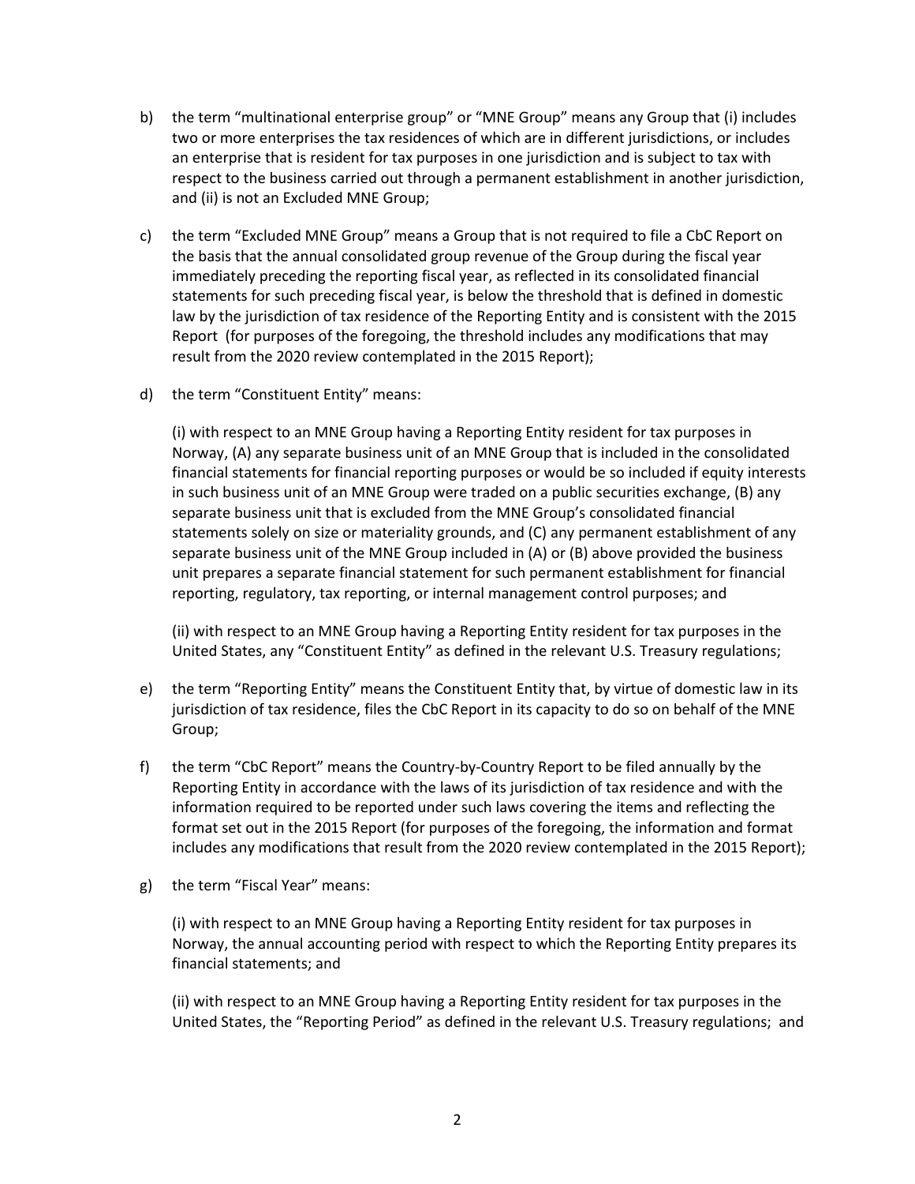b) the term "multinational enterprise group" or "MNE Group" means any Group that (i) includes two or more enterprises the tax residences of which are in different jurisdictions, or includes an enterprise that is resident for tax purposes in one jurisdiction and is subject to tax with respect to the business carried out through a permanent establishment in another jurisdiction, and (ii) is not an Excluded MNE Group;

c) the term "Excluded MNE Group" means a Group that is not required to file a CbC Report on the basis that the annual consolidated group revenue of the Group during the fiscal year immediately preceding the reporting fiscal year, as reflected in its consolidated financial statements for such preceding fiscal year, is below the threshold that is defined in domestic law by the jurisdiction of tax residence of the Reporting Entity and is consistent with the 2015 Report (for purposes of the foregoing, the threshold includes any modifications that may result from the 2020 review contemplated in the 2015 Report);

d) the term "Constituent Entity" means:

   (i) with respect to an MNE Group having a Reporting Entity resident for tax purposes in Norway, (A) any separate business unit of an MNE Group that is included in the consolidated financial statements for financial reporting purposes or would be so included if equity interests in such business unit of an MNE Group were traded on a public securities exchange, (B) any separate business unit that is excluded from the MNE Group's consolidated financial statements solely on size or materiality grounds, and (C) any permanent establishment of any separate business unit of the MNE Group included in (A) or (B) above provided the business unit prepares a separate financial statement for such permanent establishment for financial reporting, regulatory, tax reporting, or internal management control purposes; and

   (ii) with respect to an MNE Group having a Reporting Entity resident for tax purposes in the United States, any "Constituent Entity" as defined in the relevant U.S. Treasury regulations;

e) the term "Reporting Entity" means the Constituent Entity that, by virtue of domestic law in its jurisdiction of tax residence, files the CbC Report in its capacity to do so on behalf of the MNE Group;

f) the term "CbC Report" means the Country-by-Country Report to be filed annually by the Reporting Entity in accordance with the laws of its jurisdiction of tax residence and with the information required to be reported under such laws covering the items and reflecting the format set out in the 2015 Report (for purposes of the foregoing, the information and format includes any modifications that result from the 2020 review contemplated in the 2015 Report);

g) the term "Fiscal Year" means:

   (i) with respect to an MNE Group having a Reporting Entity resident for tax purposes in Norway, the annual accounting period with respect to which the Reporting Entity prepares its financial statements; and

   (ii) with respect to an MNE Group having a Reporting Entity resident for tax purposes in the United States, the "Reporting Period" as defined in the relevant U.S. Treasury regulations; and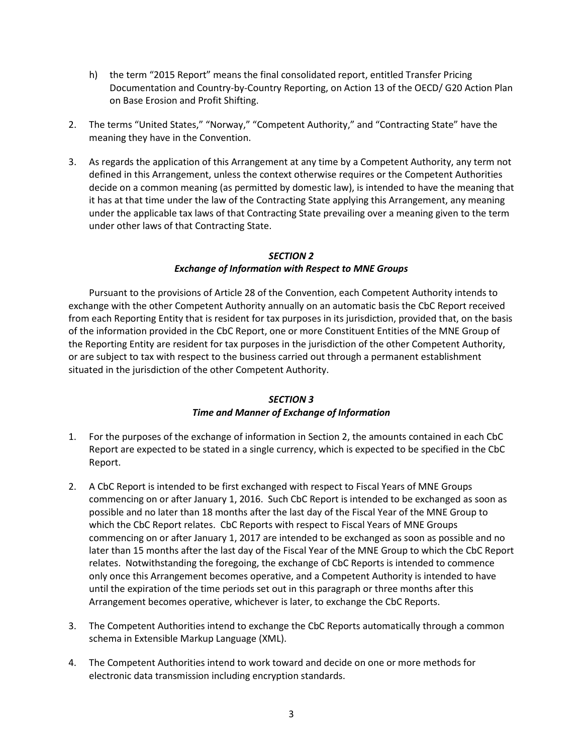h) the term "2015 Report" means the final consolidated report, entitled Transfer Pricing Documentation and Country-by-Country Reporting, on Action 13 of the OECD/ G20 Action Plan on Base Erosion and Profit Shifting.

2. The terms "United States," "Norway," "Competent Authority," and "Contracting State" have the meaning they have in the Convention.

3. As regards the application of this Arrangement at any time by a Competent Authority, any term not defined in this Arrangement, unless the context otherwise requires or the Competent Authorities decide on a common meaning (as permitted by domestic law), is intended to have the meaning that it has at that time under the law of the Contracting State applying this Arrangement, any meaning under the applicable tax laws of that Contracting State prevailing over a meaning given to the term under other laws of that Contracting State.

### *SECTION 2*
### *Exchange of Information with Respect to MNE Groups*

Pursuant to the provisions of Article 28 of the Convention, each Competent Authority intends to exchange with the other Competent Authority annually on an automatic basis the CbC Report received from each Reporting Entity that is resident for tax purposes in its jurisdiction, provided that, on the basis of the information provided in the CbC Report, one or more Constituent Entities of the MNE Group of the Reporting Entity are resident for tax purposes in the jurisdiction of the other Competent Authority, or are subject to tax with respect to the business carried out through a permanent establishment situated in the jurisdiction of the other Competent Authority.

### *SECTION 3*
### *Time and Manner of Exchange of Information*

1. For the purposes of the exchange of information in Section 2, the amounts contained in each CbC Report are expected to be stated in a single currency, which is expected to be specified in the CbC Report.

2. A CbC Report is intended to be first exchanged with respect to Fiscal Years of MNE Groups commencing on or after January 1, 2016. Such CbC Report is intended to be exchanged as soon as possible and no later than 18 months after the last day of the Fiscal Year of the MNE Group to which the CbC Report relates. CbC Reports with respect to Fiscal Years of MNE Groups commencing on or after January 1, 2017 are intended to be exchanged as soon as possible and no later than 15 months after the last day of the Fiscal Year of the MNE Group to which the CbC Report relates. Notwithstanding the foregoing, the exchange of CbC Reports is intended to commence only once this Arrangement becomes operative, and a Competent Authority is intended to have until the expiration of the time periods set out in this paragraph or three months after this Arrangement becomes operative, whichever is later, to exchange the CbC Reports.

3. The Competent Authorities intend to exchange the CbC Reports automatically through a common schema in Extensible Markup Language (XML).

4. The Competent Authorities intend to work toward and decide on one or more methods for electronic data transmission including encryption standards.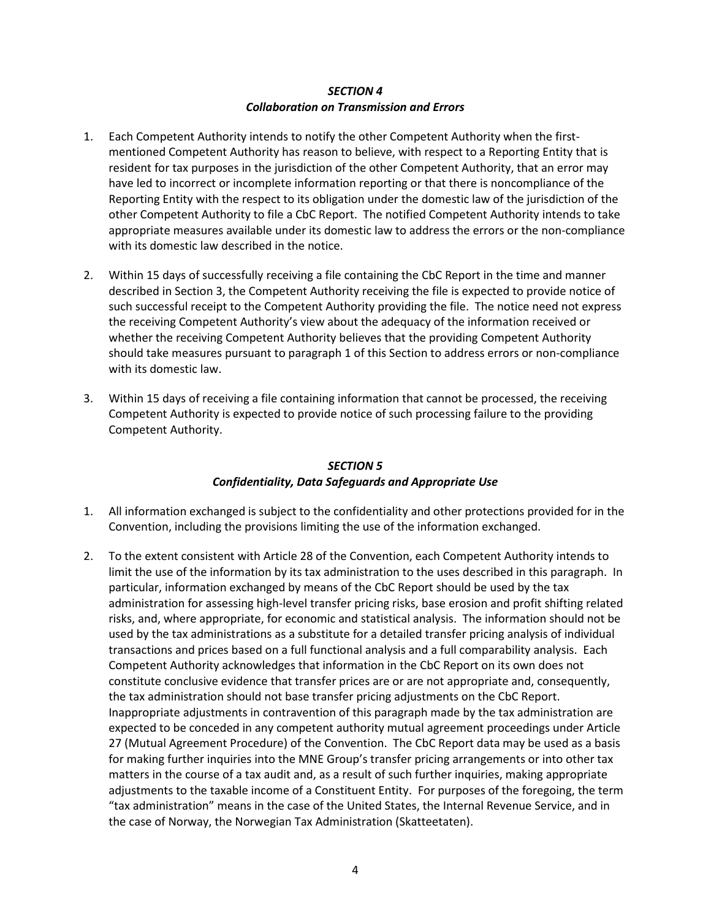### *SECTION 4*
### *Collaboration on Transmission and Errors*

1. Each Competent Authority intends to notify the other Competent Authority when the first-mentioned Competent Authority has reason to believe, with respect to a Reporting Entity that is resident for tax purposes in the jurisdiction of the other Competent Authority, that an error may have led to incorrect or incomplete information reporting or that there is noncompliance of the Reporting Entity with the respect to its obligation under the domestic law of the jurisdiction of the other Competent Authority to file a CbC Report. The notified Competent Authority intends to take appropriate measures available under its domestic law to address the errors or the non-compliance with its domestic law described in the notice.

2. Within 15 days of successfully receiving a file containing the CbC Report in the time and manner described in Section 3, the Competent Authority receiving the file is expected to provide notice of such successful receipt to the Competent Authority providing the file. The notice need not express the receiving Competent Authority's view about the adequacy of the information received or whether the receiving Competent Authority believes that the providing Competent Authority should take measures pursuant to paragraph 1 of this Section to address errors or non-compliance with its domestic law.

3. Within 15 days of receiving a file containing information that cannot be processed, the receiving Competent Authority is expected to provide notice of such processing failure to the providing Competent Authority.

### *SECTION 5*
### *Confidentiality, Data Safeguards and Appropriate Use*

1. All information exchanged is subject to the confidentiality and other protections provided for in the Convention, including the provisions limiting the use of the information exchanged.

2. To the extent consistent with Article 28 of the Convention, each Competent Authority intends to limit the use of the information by its tax administration to the uses described in this paragraph. In particular, information exchanged by means of the CbC Report should be used by the tax administration for assessing high-level transfer pricing risks, base erosion and profit shifting related risks, and, where appropriate, for economic and statistical analysis. The information should not be used by the tax administrations as a substitute for a detailed transfer pricing analysis of individual transactions and prices based on a full functional analysis and a full comparability analysis. Each Competent Authority acknowledges that information in the CbC Report on its own does not constitute conclusive evidence that transfer prices are or are not appropriate and, consequently, the tax administration should not base transfer pricing adjustments on the CbC Report. Inappropriate adjustments in contravention of this paragraph made by the tax administration are expected to be conceded in any competent authority mutual agreement proceedings under Article 27 (Mutual Agreement Procedure) of the Convention. The CbC Report data may be used as a basis for making further inquiries into the MNE Group's transfer pricing arrangements or into other tax matters in the course of a tax audit and, as a result of such further inquiries, making appropriate adjustments to the taxable income of a Constituent Entity. For purposes of the foregoing, the term "tax administration" means in the case of the United States, the Internal Revenue Service, and in the case of Norway, the Norwegian Tax Administration (Skatteetaten).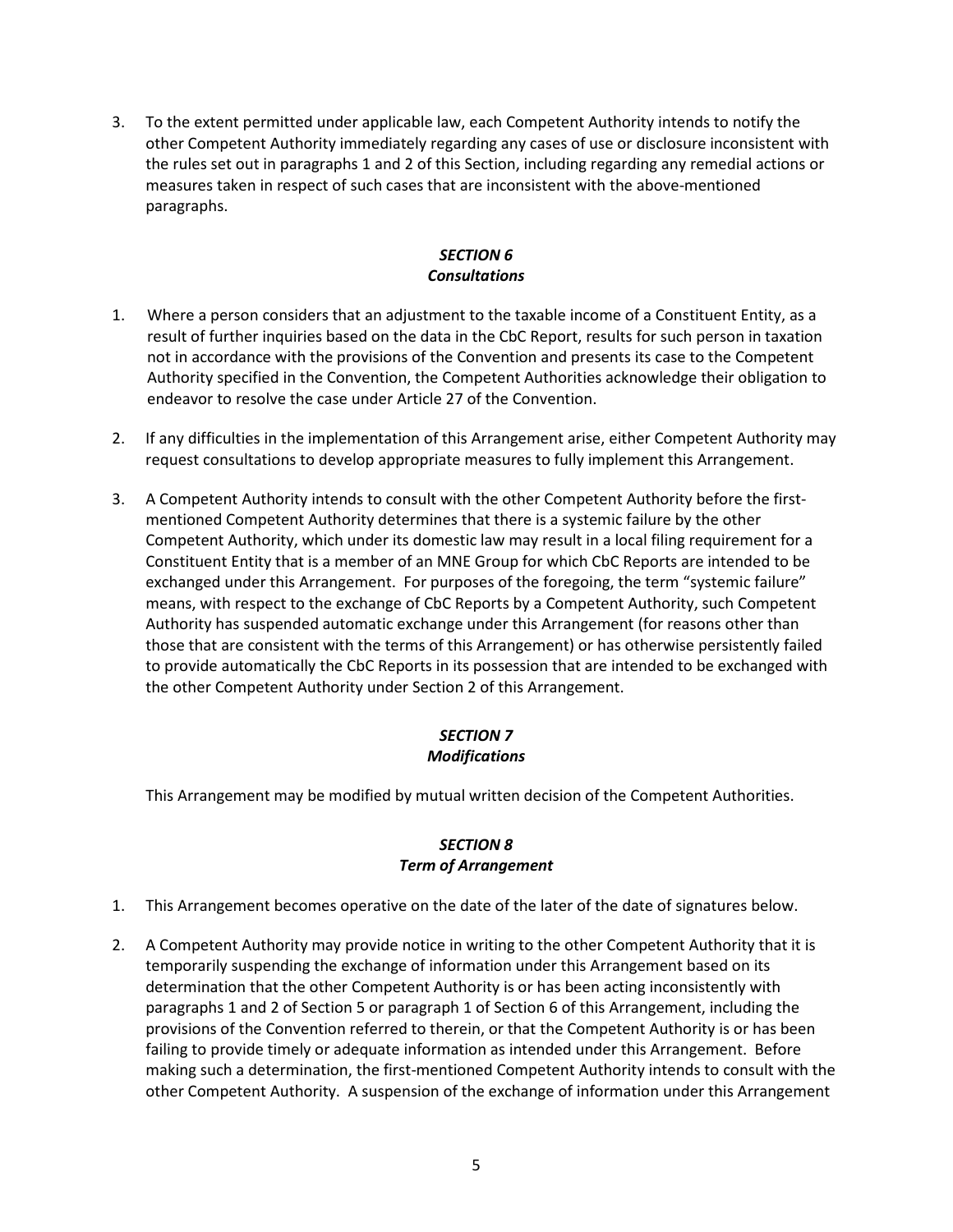3. To the extent permitted under applicable law, each Competent Authority intends to notify the other Competent Authority immediately regarding any cases of use or disclosure inconsistent with the rules set out in paragraphs 1 and 2 of this Section, including regarding any remedial actions or measures taken in respect of such cases that are inconsistent with the above-mentioned paragraphs.

### *SECTION 6*
### *Consultations*

1. Where a person considers that an adjustment to the taxable income of a Constituent Entity, as a result of further inquiries based on the data in the CbC Report, results for such person in taxation not in accordance with the provisions of the Convention and presents its case to the Competent Authority specified in the Convention, the Competent Authorities acknowledge their obligation to endeavor to resolve the case under Article 27 of the Convention.

2. If any difficulties in the implementation of this Arrangement arise, either Competent Authority may request consultations to develop appropriate measures to fully implement this Arrangement.

3. A Competent Authority intends to consult with the other Competent Authority before the first-mentioned Competent Authority determines that there is a systemic failure by the other Competent Authority, which under its domestic law may result in a local filing requirement for a Constituent Entity that is a member of an MNE Group for which CbC Reports are intended to be exchanged under this Arrangement. For purposes of the foregoing, the term "systemic failure" means, with respect to the exchange of CbC Reports by a Competent Authority, such Competent Authority has suspended automatic exchange under this Arrangement (for reasons other than those that are consistent with the terms of this Arrangement) or has otherwise persistently failed to provide automatically the CbC Reports in its possession that are intended to be exchanged with the other Competent Authority under Section 2 of this Arrangement.

### *SECTION 7*
### *Modifications*

This Arrangement may be modified by mutual written decision of the Competent Authorities.

### *SECTION 8*
### *Term of Arrangement*

1. This Arrangement becomes operative on the date of the later of the date of signatures below.

2. A Competent Authority may provide notice in writing to the other Competent Authority that it is temporarily suspending the exchange of information under this Arrangement based on its determination that the other Competent Authority is or has been acting inconsistently with paragraphs 1 and 2 of Section 5 or paragraph 1 of Section 6 of this Arrangement, including the provisions of the Convention referred to therein, or that the Competent Authority is or has been failing to provide timely or adequate information as intended under this Arrangement. Before making such a determination, the first-mentioned Competent Authority intends to consult with the other Competent Authority. A suspension of the exchange of information under this Arrangement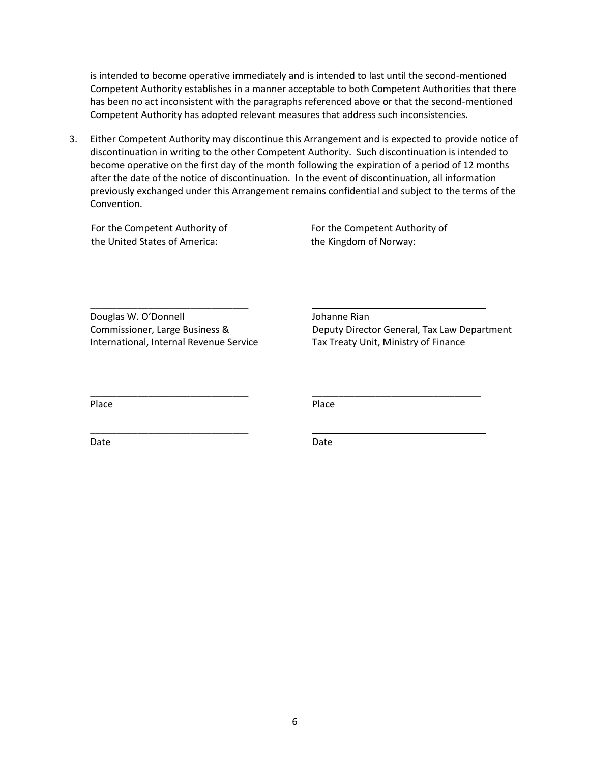is intended to become operative immediately and is intended to last until the second-mentioned Competent Authority establishes in a manner acceptable to both Competent Authorities that there has been no act inconsistent with the paragraphs referenced above or that the second-mentioned Competent Authority has adopted relevant measures that address such inconsistencies.

3. Either Competent Authority may discontinue this Arrangement and is expected to provide notice of discontinuation in writing to the other Competent Authority. Such discontinuation is intended to become operative on the first day of the month following the expiration of a period of 12 months after the date of the notice of discontinuation. In the event of discontinuation, all information previously exchanged under this Arrangement remains confidential and subject to the terms of the Convention.

| | |
|---|---|
| For the Competent Authority of the United States of America: | For the Competent Authority of the Kingdom of Norway: |
| ______________________________ | ______________________________ |
| Douglas W. O'Donnell<br>Commissioner, Large Business & International, Internal Revenue Service | Johanne Rian<br>Deputy Director General, Tax Law Department<br>Tax Treaty Unit, Ministry of Finance |
| ______________________________<br>Place | ______________________________<br>Place |
| ______________________________<br>Date | ______________________________<br>Date |